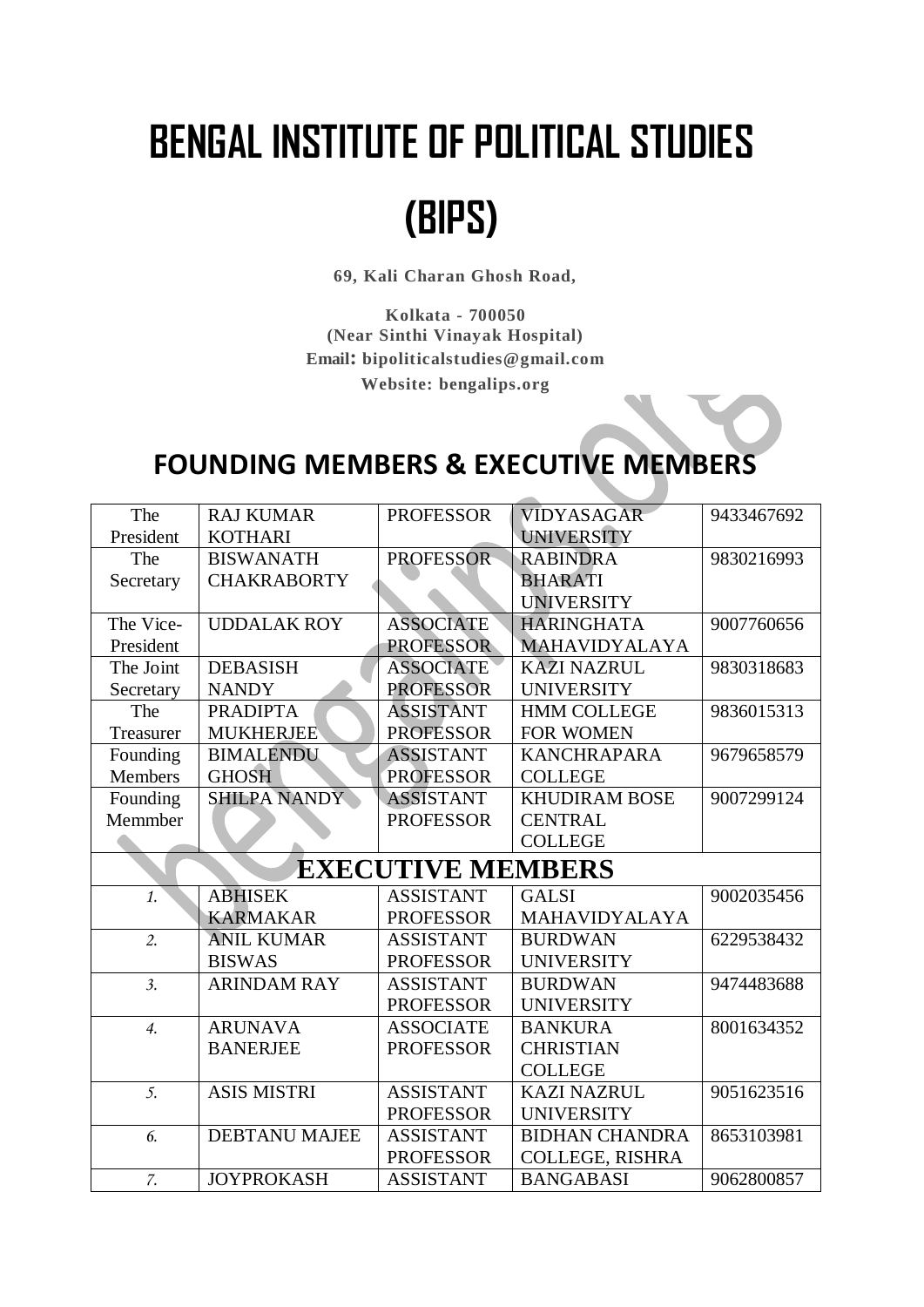# BENGAL INSTITUTE OF POLITICAL STUDIES

# (BIPS)

**69, Kali Charan Ghosh Road,**

**Kolkata - 700050**
**(Near Sinthi Vinayak Hospital)**
**Email: bipoliticalstudies@gmail.com**
**Website: bengalips.org**

## FOUNDING MEMBERS & EXECUTIVE MEMBERS

| | | | | |
|---|---|---|---|---|
| The President | RAJ KUMAR KOTHARI | PROFESSOR | VIDYASAGAR UNIVERSITY | 9433467692 |
| The Secretary | BISWANATH CHAKRABORTY | PROFESSOR | RABINDRA BHARATI UNIVERSITY | 9830216993 |
| The Vice-President | UDDALAK ROY | ASSOCIATE PROFESSOR | HARINGHATA MAHAVIDYALAYA | 9007760656 |
| The Joint Secretary | DEBASISH NANDY | ASSOCIATE PROFESSOR | KAZI NAZRUL UNIVERSITY | 9830318683 |
| The Treasurer | PRADIPTA MUKHERJEE | ASSISTANT PROFESSOR | HMM COLLEGE FOR WOMEN | 9836015313 |
| Founding Members | BIMALENDU GHOSH | ASSISTANT PROFESSOR | KANCHRAPARA COLLEGE | 9679658579 |
| Founding Memmber | SHILPA NANDY | ASSISTANT PROFESSOR | KHUDIRAM BOSE CENTRAL COLLEGE | 9007299124 |
| **EXECUTIVE MEMBERS** | | | | |
| *1.* | ABHISEK KARMAKAR | ASSISTANT PROFESSOR | GALSI MAHAVIDYALAYA | 9002035456 |
| *2.* | ANIL KUMAR BISWAS | ASSISTANT PROFESSOR | BURDWAN UNIVERSITY | 6229538432 |
| *3.* | ARINDAM RAY | ASSISTANT PROFESSOR | BURDWAN UNIVERSITY | 9474483688 |
| *4.* | ARUNAVA BANERJEE | ASSOCIATE PROFESSOR | BANKURA CHRISTIAN COLLEGE | 8001634352 |
| *5.* | ASIS MISTRI | ASSISTANT PROFESSOR | KAZI NAZRUL UNIVERSITY | 9051623516 |
| *6.* | DEBTANU MAJEE | ASSISTANT PROFESSOR | BIDHAN CHANDRA COLLEGE, RISHRA | 8653103981 |
| *7.* | JOYPROKASH | ASSISTANT | BANGABASI | 9062800857 |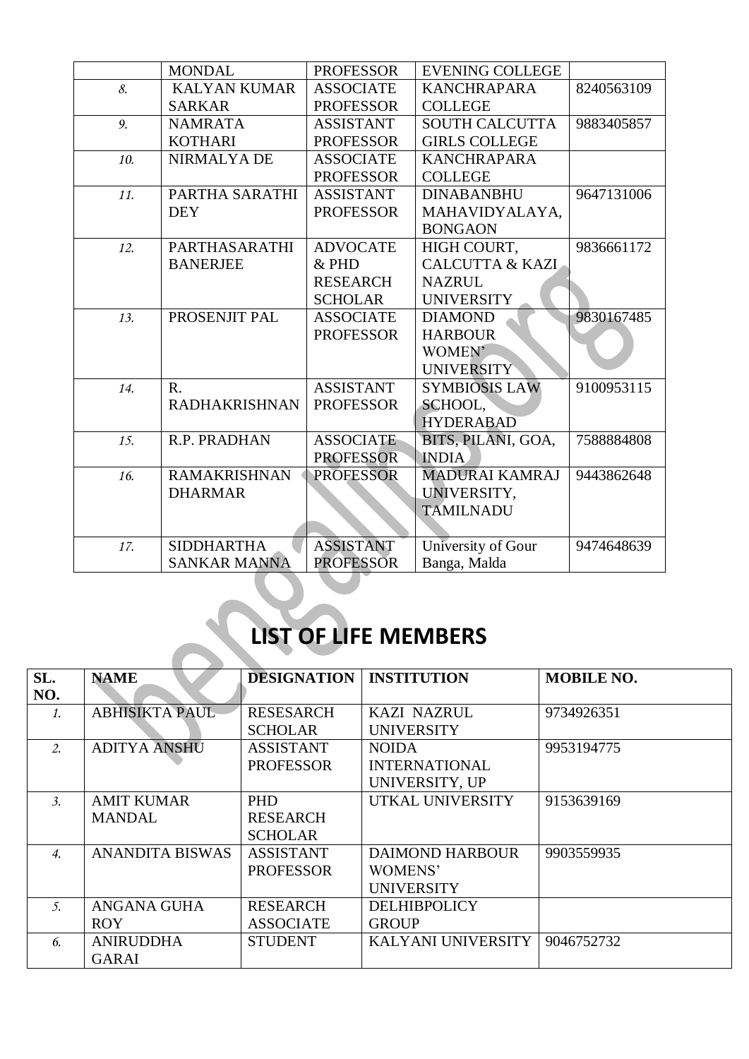|  | MONDAL | PROFESSOR | EVENING COLLEGE |  |
|---|---|---|---|---|
| 8. | KALYAN KUMAR SARKAR | ASSOCIATE PROFESSOR | KANCHRAPARA COLLEGE | 8240563109 |
| 9. | NAMRATA KOTHARI | ASSISTANT PROFESSOR | SOUTH CALCUTTA GIRLS COLLEGE | 9883405857 |
| 10. | NIRMALYA DE | ASSOCIATE PROFESSOR | KANCHRAPARA COLLEGE |  |
| 11. | PARTHA SARATHI DEY | ASSISTANT PROFESSOR | DINABANBHU MAHAVIDYALAYA, BONGAON | 9647131006 |
| 12. | PARTHASARATHI BANERJEE | ADVOCATE & PHD RESEARCH SCHOLAR | HIGH COURT, CALCUTTA & KAZI NAZRUL UNIVERSITY | 9836661172 |
| 13. | PROSENJIT PAL | ASSOCIATE PROFESSOR | DIAMOND HARBOUR WOMEN' UNIVERSITY | 9830167485 |
| 14. | R. RADHAKRISHNAN | ASSISTANT PROFESSOR | SYMBIOSIS LAW SCHOOL, HYDERABAD | 9100953115 |
| 15. | R.P. PRADHAN | ASSOCIATE PROFESSOR | BITS, PILANI, GOA, INDIA | 7588884808 |
| 16. | RAMAKRISHNAN DHARMAR | PROFESSOR | MADURAI KAMRAJ UNIVERSITY, TAMILNADU | 9443862648 |
| 17. | SIDDHARTHA SANKAR MANNA | ASSISTANT PROFESSOR | University of Gour Banga, Malda | 9474648639 |

# LIST OF LIFE MEMBERS

| SL. NO. | NAME | DESIGNATION | INSTITUTION | MOBILE NO. |
|---|---|---|---|---|
| 1. | ABHISIKTA PAUL | RESESARCH SCHOLAR | KAZI NAZRUL UNIVERSITY | 9734926351 |
| 2. | ADITYA ANSHU | ASSISTANT PROFESSOR | NOIDA INTERNATIONAL UNIVERSITY, UP | 9953194775 |
| 3. | AMIT KUMAR MANDAL | PHD RESEARCH SCHOLAR | UTKAL UNIVERSITY | 9153639169 |
| 4. | ANANDITA BISWAS | ASSISTANT PROFESSOR | DAIMOND HARBOUR WOMENS' UNIVERSITY | 9903559935 |
| 5. | ANGANA GUHA ROY | RESEARCH ASSOCIATE | DELHIBPOLICY GROUP |  |
| 6. | ANIRUDDHA GARAI | STUDENT | KALYANI UNIVERSITY | 9046752732 |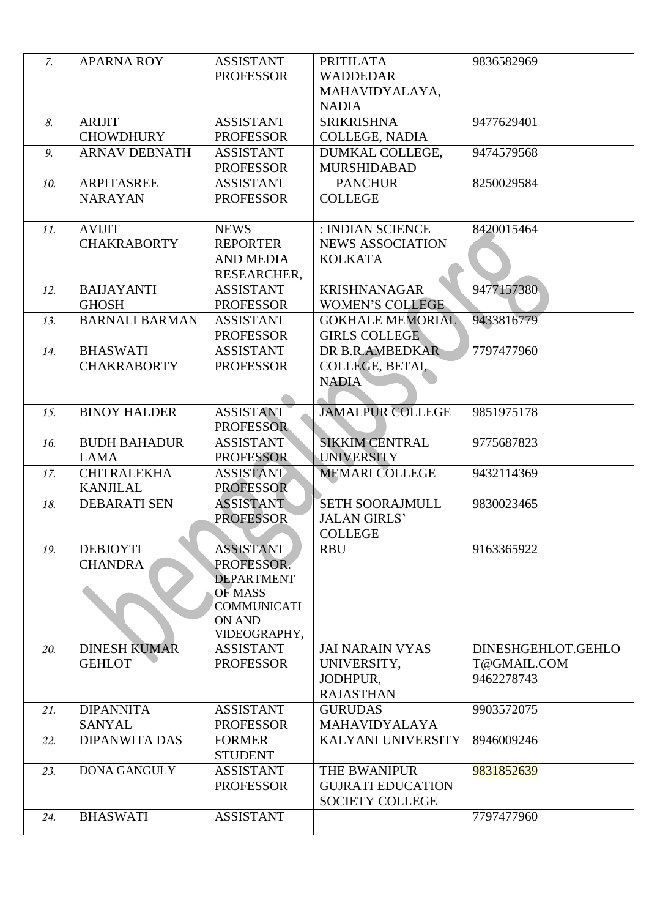| 7. | APARNA ROY | ASSISTANT PROFESSOR | PRITILATA WADDEDAR MAHAVIDYALAYA, NADIA | 9836582969 |
|---|---|---|---|---|
| 8. | ARIJIT CHOWDHURY | ASSISTANT PROFESSOR | SRIKRISHNA COLLEGE, NADIA | 9477629401 |
| 9. | ARNAV DEBNATH | ASSISTANT PROFESSOR | DUMKAL COLLEGE, MURSHIDABAD | 9474579568 |
| 10. | ARPITASREE NARAYAN | ASSISTANT PROFESSOR | PANCHUR COLLEGE | 8250029584 |
| 11. | AVIJIT CHAKRABORTY | NEWS REPORTER AND MEDIA RESEARCHER, | : INDIAN SCIENCE NEWS ASSOCIATION KOLKATA | 8420015464 |
| 12. | BAIJAYANTI GHOSH | ASSISTANT PROFESSOR | KRISHNANAGAR WOMEN'S COLLEGE | 9477157380 |
| 13. | BARNALI BARMAN | ASSISTANT PROFESSOR | GOKHALE MEMORIAL GIRLS COLLEGE | 9433816779 |
| 14. | BHASWATI CHAKRABORTY | ASSISTANT PROFESSOR | DR B.R.AMBEDKAR COLLEGE, BETAI, NADIA | 7797477960 |
| 15. | BINOY HALDER | ASSISTANT PROFESSOR | JAMALPUR COLLEGE | 9851975178 |
| 16. | BUDH BAHADUR LAMA | ASSISTANT PROFESSOR | SIKKIM CENTRAL UNIVERSITY | 9775687823 |
| 17. | CHITRALEKHA KANJILAL | ASSISTANT PROFESSOR | MEMARI COLLEGE | 9432114369 |
| 18. | DEBARATI SEN | ASSISTANT PROFESSOR | SETH SOORAJMULL JALAN GIRLS' COLLEGE | 9830023465 |
| 19. | DEBJOYTI CHANDRA | ASSISTANT PROFESSOR. DEPARTMENT OF MASS COMMUNICATION AND VIDEOGRAPHY, | RBU | 9163365922 |
| 20. | DINESH KUMAR GEHLOT | ASSISTANT PROFESSOR | JAI NARAIN VYAS UNIVERSITY, JODHPUR, RAJASTHAN | DINESHGEHLOT.GEHLOT@GMAIL.COM 9462278743 |
| 21. | DIPANNITA SANYAL | ASSISTANT PROFESSOR | GURUDAS MAHAVIDYALAYA | 9903572075 |
| 22. | DIPANWITA DAS | FORMER STUDENT | KALYANI UNIVERSITY | 8946009246 |
| 23. | DONA GANGULY | ASSISTANT PROFESSOR | THE BWANIPUR GUJRATI EDUCATION SOCIETY COLLEGE | 9831852639 |
| 24. | BHASWATI | ASSISTANT | | 7797477960 |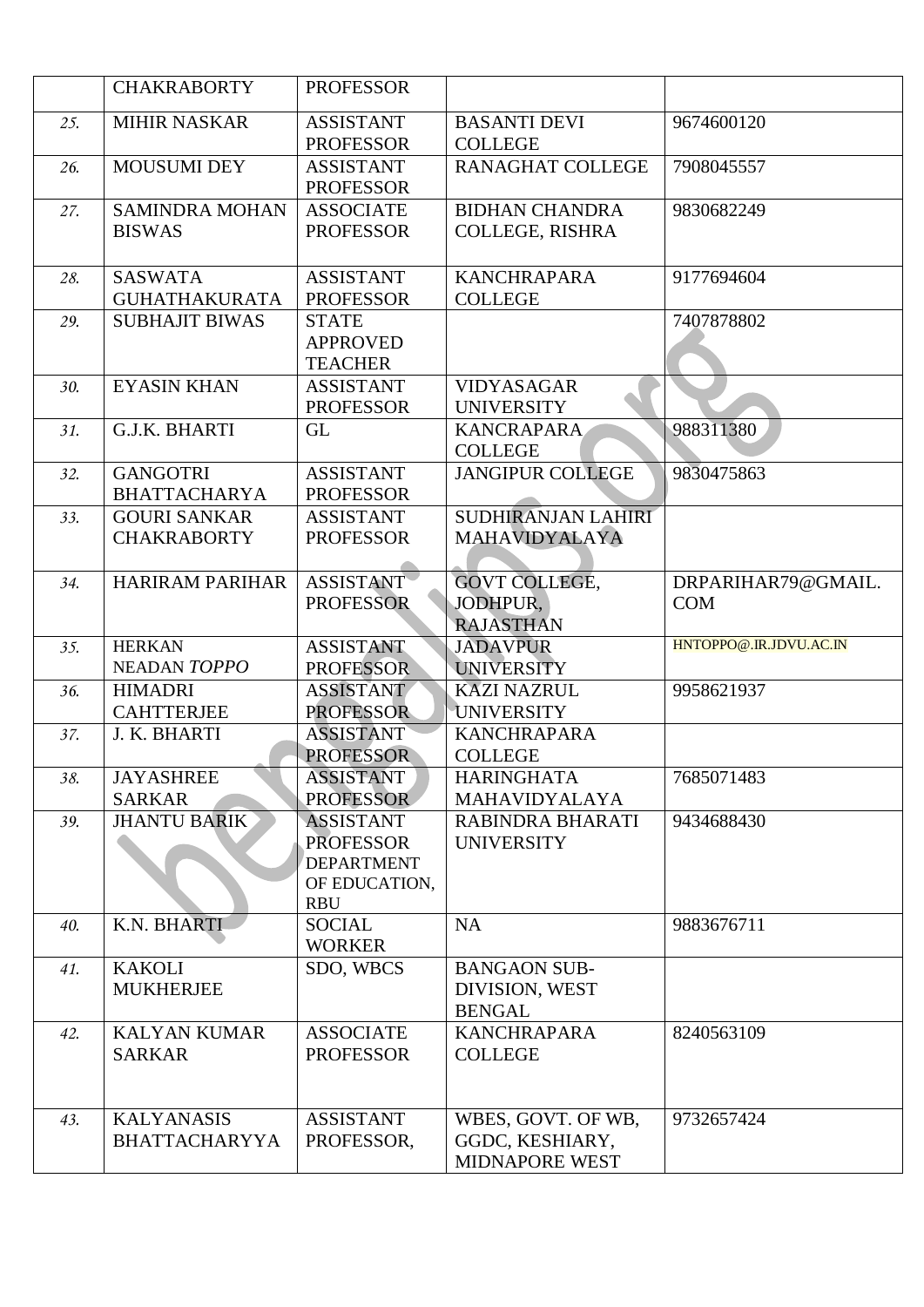|  | CHAKRABORTY | PROFESSOR |  |  |
|---|---|---|---|---|
| 25. | MIHIR NASKAR | ASSISTANT PROFESSOR | BASANTI DEVI COLLEGE | 9674600120 |
| 26. | MOUSUMI DEY | ASSISTANT PROFESSOR | RANAGHAT COLLEGE | 7908045557 |
| 27. | SAMINDRA MOHAN BISWAS | ASSOCIATE PROFESSOR | BIDHAN CHANDRA COLLEGE, RISHRA | 9830682249 |
| 28. | SASWATA GUHATHAKURATA | ASSISTANT PROFESSOR | KANCHRAPARA COLLEGE | 9177694604 |
| 29. | SUBHAJIT BIWAS | STATE APPROVED TEACHER |  | 7407878802 |
| 30. | EYASIN KHAN | ASSISTANT PROFESSOR | VIDYASAGAR UNIVERSITY |  |
| 31. | G.J.K. BHARTI | GL | KANCRAPARA COLLEGE | 988311380 |
| 32. | GANGOTRI BHATTACHARYA | ASSISTANT PROFESSOR | JANGIPUR COLLEGE | 9830475863 |
| 33. | GOURI SANKAR CHAKRABORTY | ASSISTANT PROFESSOR | SUDHIRANJAN LAHIRI MAHAVIDYALAYA |  |
| 34. | HARIRAM PARIHAR | ASSISTANT PROFESSOR | GOVT COLLEGE, JODHPUR, RAJASTHAN | DRPARIHAR79@GMAIL.COM |
| 35. | HERKAN NEADAN *TOPPO* | ASSISTANT PROFESSOR | JADAVPUR UNIVERSITY | HNTOPPO@.IR.JDVU.AC.IN |
| 36. | HIMADRI CAHTTERJEE | ASSISTANT PROFESSOR | KAZI NAZRUL UNIVERSITY | 9958621937 |
| 37. | J. K. BHARTI | ASSISTANT PROFESSOR | KANCHRAPARA COLLEGE |  |
| 38. | JAYASHREE SARKAR | ASSISTANT PROFESSOR | HARINGHATA MAHAVIDYALAYA | 7685071483 |
| 39. | JHANTU BARIK | ASSISTANT PROFESSOR DEPARTMENT OF EDUCATION, RBU | RABINDRA BHARATI UNIVERSITY | 9434688430 |
| 40. | K.N. BHARTI | SOCIAL WORKER | NA | 9883676711 |
| 41. | KAKOLI MUKHERJEE | SDO, WBCS | BANGAON SUB-DIVISION, WEST BENGAL |  |
| 42. | KALYAN KUMAR SARKAR | ASSOCIATE PROFESSOR | KANCHRAPARA COLLEGE | 8240563109 |
| 43. | KALYANASIS BHATTACHARYYA | ASSISTANT PROFESSOR, | WBES, GOVT. OF WB, GGDC, KESHIARY, MIDNAPORE WEST | 9732657424 |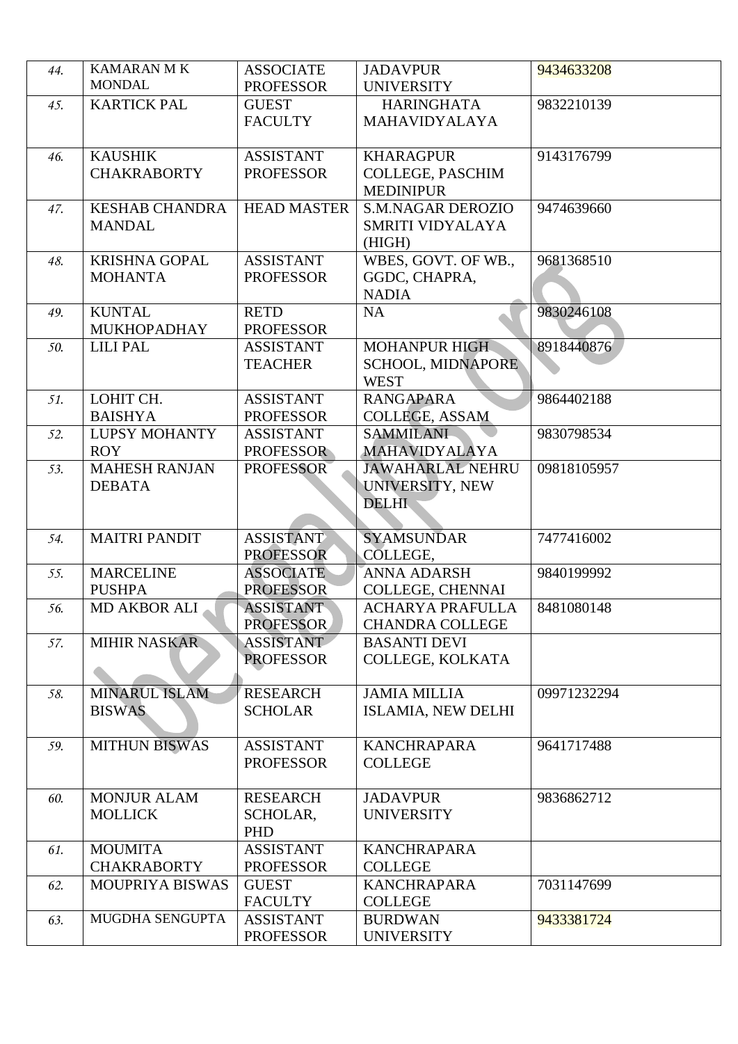| 44. | KAMARAN M K MONDAL | ASSOCIATE PROFESSOR | JADAVPUR UNIVERSITY | 9434633208 |
|---|---|---|---|---|
| 45. | KARTICK PAL | GUEST FACULTY | HARINGHATA MAHAVIDYALAYA | 9832210139 |
| 46. | KAUSHIK CHAKRABORTY | ASSISTANT PROFESSOR | KHARAGPUR COLLEGE, PASCHIM MEDINIPUR | 9143176799 |
| 47. | KESHAB CHANDRA MANDAL | HEAD MASTER | S.M.NAGAR DEROZIO SMRITI VIDYALAYA (HIGH) | 9474639660 |
| 48. | KRISHNA GOPAL MOHANTA | ASSISTANT PROFESSOR | WBES, GOVT. OF WB., GGDC, CHAPRA, NADIA | 9681368510 |
| 49. | KUNTAL MUKHOPADHAY | RETD PROFESSOR | NA | 9830246108 |
| 50. | LILI PAL | ASSISTANT TEACHER | MOHANPUR HIGH SCHOOL, MIDNAPORE WEST | 8918440876 |
| 51. | LOHIT CH. BAISHYA | ASSISTANT PROFESSOR | RANGAPARA COLLEGE, ASSAM | 9864402188 |
| 52. | LUPSY MOHANTY ROY | ASSISTANT PROFESSOR | SAMMILANI MAHAVIDYALAYA | 9830798534 |
| 53. | MAHESH RANJAN DEBATA | PROFESSOR | JAWAHARLAL NEHRU UNIVERSITY, NEW DELHI | 09818105957 |
| 54. | MAITRI PANDIT | ASSISTANT PROFESSOR | SYAMSUNDAR COLLEGE, | 7477416002 |
| 55. | MARCELINE PUSHPA | ASSOCIATE PROFESSOR | ANNA ADARSH COLLEGE, CHENNAI | 9840199992 |
| 56. | MD AKBOR ALI | ASSISTANT PROFESSOR | ACHARYA PRAFULLA CHANDRA COLLEGE | 8481080148 |
| 57. | MIHIR NASKAR | ASSISTANT PROFESSOR | BASANTI DEVI COLLEGE, KOLKATA | |
| 58. | MINARUL ISLAM BISWAS | RESEARCH SCHOLAR | JAMIA MILLIA ISLAMIA, NEW DELHI | 09971232294 |
| 59. | MITHUN BISWAS | ASSISTANT PROFESSOR | KANCHRAPARA COLLEGE | 9641717488 |
| 60. | MONJUR ALAM MOLLICK | RESEARCH SCHOLAR, PHD | JADAVPUR UNIVERSITY | 9836862712 |
| 61. | MOUMITA CHAKRABORTY | ASSISTANT PROFESSOR | KANCHRAPARA COLLEGE | |
| 62. | MOUPRIYA BISWAS | GUEST FACULTY | KANCHRAPARA COLLEGE | 7031147699 |
| 63. | MUGDHA SENGUPTA | ASSISTANT PROFESSOR | BURDWAN UNIVERSITY | 9433381724 |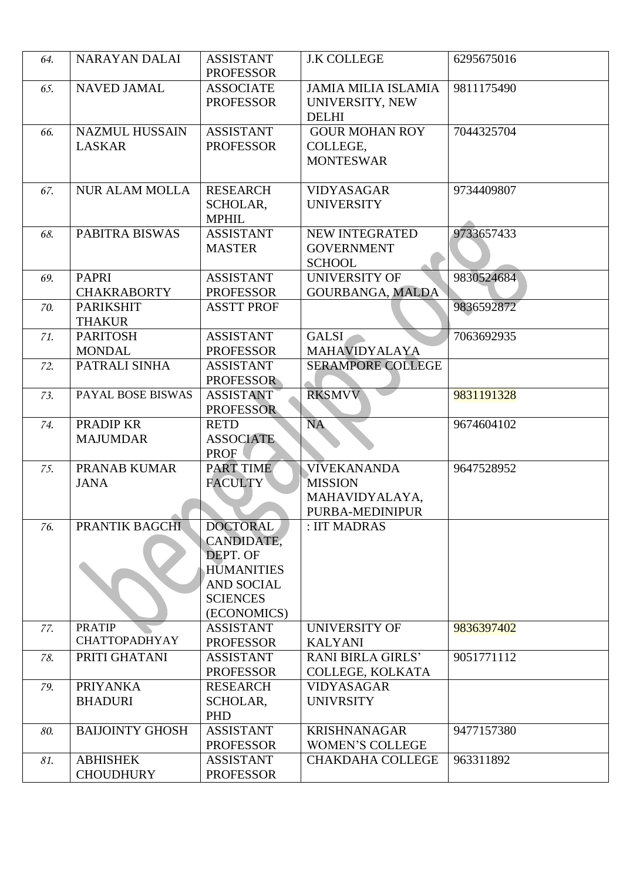| 64. | NARAYAN DALAI | ASSISTANT PROFESSOR | J.K COLLEGE | 6295675016 |
|---|---|---|---|---|
| 65. | NAVED JAMAL | ASSOCIATE PROFESSOR | JAMIA MILIA ISLAMIA UNIVERSITY, NEW DELHI | 9811175490 |
| 66. | NAZMUL HUSSAIN LASKAR | ASSISTANT PROFESSOR | GOUR MOHAN ROY COLLEGE, MONTESWAR | 7044325704 |
| 67. | NUR ALAM MOLLA | RESEARCH SCHOLAR, MPHIL | VIDYASAGAR UNIVERSITY | 9734409807 |
| 68. | PABITRA BISWAS | ASSISTANT MASTER | NEW INTEGRATED GOVERNMENT SCHOOL | 9733657433 |
| 69. | PAPRI CHAKRABORTY | ASSISTANT PROFESSOR | UNIVERSITY OF GOURBANGA, MALDA | 9830524684 |
| 70. | PARIKSHIT THAKUR | ASSTT PROF | | 9836592872 |
| 71. | PARITOSH MONDAL | ASSISTANT PROFESSOR | GALSI MAHAVIDYALAYA | 7063692935 |
| 72. | PATRALI SINHA | ASSISTANT PROFESSOR | SERAMPORE COLLEGE | |
| 73. | PAYAL BOSE BISWAS | ASSISTANT PROFESSOR | RKSMVV | 9831191328 |
| 74. | PRADIP KR MAJUMDAR | RETD ASSOCIATE PROF | NA | 9674604102 |
| 75. | PRANAB KUMAR JANA | PART TIME FACULTY | VIVEKANANDA MISSION MAHAVIDYALAYA, PURBA-MEDINIPUR | 9647528952 |
| 76. | PRANTIK BAGCHI | DOCTORAL CANDIDATE, DEPT. OF HUMANITIES AND SOCIAL SCIENCES (ECONOMICS) | : IIT MADRAS | |
| 77. | PRATIP CHATTOPADHYAY | ASSISTANT PROFESSOR | UNIVERSITY OF KALYANI | 9836397402 |
| 78. | PRITI GHATANI | ASSISTANT PROFESSOR | RANI BIRLA GIRLS' COLLEGE, KOLKATA | 9051771112 |
| 79. | PRIYANKA BHADURI | RESEARCH SCHOLAR, PHD | VIDYASAGAR UNIVRSITY | |
| 80. | BAIJOINTY GHOSH | ASSISTANT PROFESSOR | KRISHNANAGAR WOMEN'S COLLEGE | 9477157380 |
| 81. | ABHISHEK CHOUDHURY | ASSISTANT PROFESSOR | CHAKDAHA COLLEGE | 963311892 |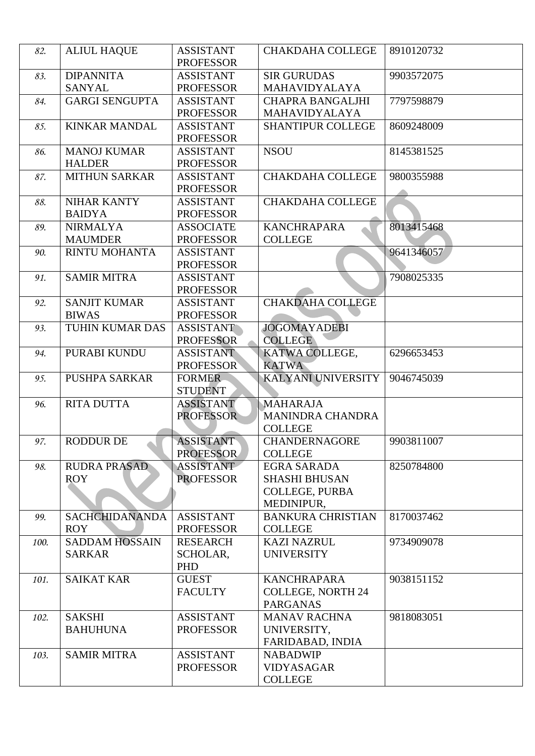| 82. | ALIUL HAQUE | ASSISTANT PROFESSOR | CHAKDAHA COLLEGE | 8910120732 |
|---|---|---|---|---|
| 83. | DIPANNITA SANYAL | ASSISTANT PROFESSOR | SIR GURUDAS MAHAVIDYALAYA | 9903572075 |
| 84. | GARGI SENGUPTA | ASSISTANT PROFESSOR | CHAPRA BANGALJHI MAHAVIDYALAYA | 7797598879 |
| 85. | KINKAR MANDAL | ASSISTANT PROFESSOR | SHANTIPUR COLLEGE | 8609248009 |
| 86. | MANOJ KUMAR HALDER | ASSISTANT PROFESSOR | NSOU | 8145381525 |
| 87. | MITHUN SARKAR | ASSISTANT PROFESSOR | CHAKDAHA COLLEGE | 9800355988 |
| 88. | NIHAR KANTY BAIDYA | ASSISTANT PROFESSOR | CHAKDAHA COLLEGE | |
| 89. | NIRMALYA MAUMDER | ASSOCIATE PROFESSOR | KANCHRAPARA COLLEGE | 8013415468 |
| 90. | RINTU MOHANTA | ASSISTANT PROFESSOR | | 9641346057 |
| 91. | SAMIR MITRA | ASSISTANT PROFESSOR | | 7908025335 |
| 92. | SANJIT KUMAR BIWAS | ASSISTANT PROFESSOR | CHAKDAHA COLLEGE | |
| 93. | TUHIN KUMAR DAS | ASSISTANT PROFESSOR | JOGOMAYADEBI COLLEGE | |
| 94. | PURABI KUNDU | ASSISTANT PROFESSOR | KATWA COLLEGE, KATWA | 6296653453 |
| 95. | PUSHPA SARKAR | FORMER STUDENT | KALYANI UNIVERSITY | 9046745039 |
| 96. | RITA DUTTA | ASSISTANT PROFESSOR | MAHARAJA MANINDRA CHANDRA COLLEGE | |
| 97. | RODDUR DE | ASSISTANT PROFESSOR | CHANDERNAGORE COLLEGE | 9903811007 |
| 98. | RUDRA PRASAD ROY | ASSISTANT PROFESSOR | EGRA SARADA SHASHI BHUSAN COLLEGE, PURBA MEDINIPUR, | 8250784800 |
| 99. | SACHCHIDANANDA ROY | ASSISTANT PROFESSOR | BANKURA CHRISTIAN COLLEGE | 8170037462 |
| 100. | SADDAM HOSSAIN SARKAR | RESEARCH SCHOLAR, PHD | KAZI NAZRUL UNIVERSITY | 9734909078 |
| 101. | SAIKAT KAR | GUEST FACULTY | KANCHRAPARA COLLEGE, NORTH 24 PARGANAS | 9038151152 |
| 102. | SAKSHI BAHUHUNA | ASSISTANT PROFESSOR | MANAV RACHNA UNIVERSITY, FARIDABAD, INDIA | 9818083051 |
| 103. | SAMIR MITRA | ASSISTANT PROFESSOR | NABADWIP VIDYASAGAR COLLEGE | |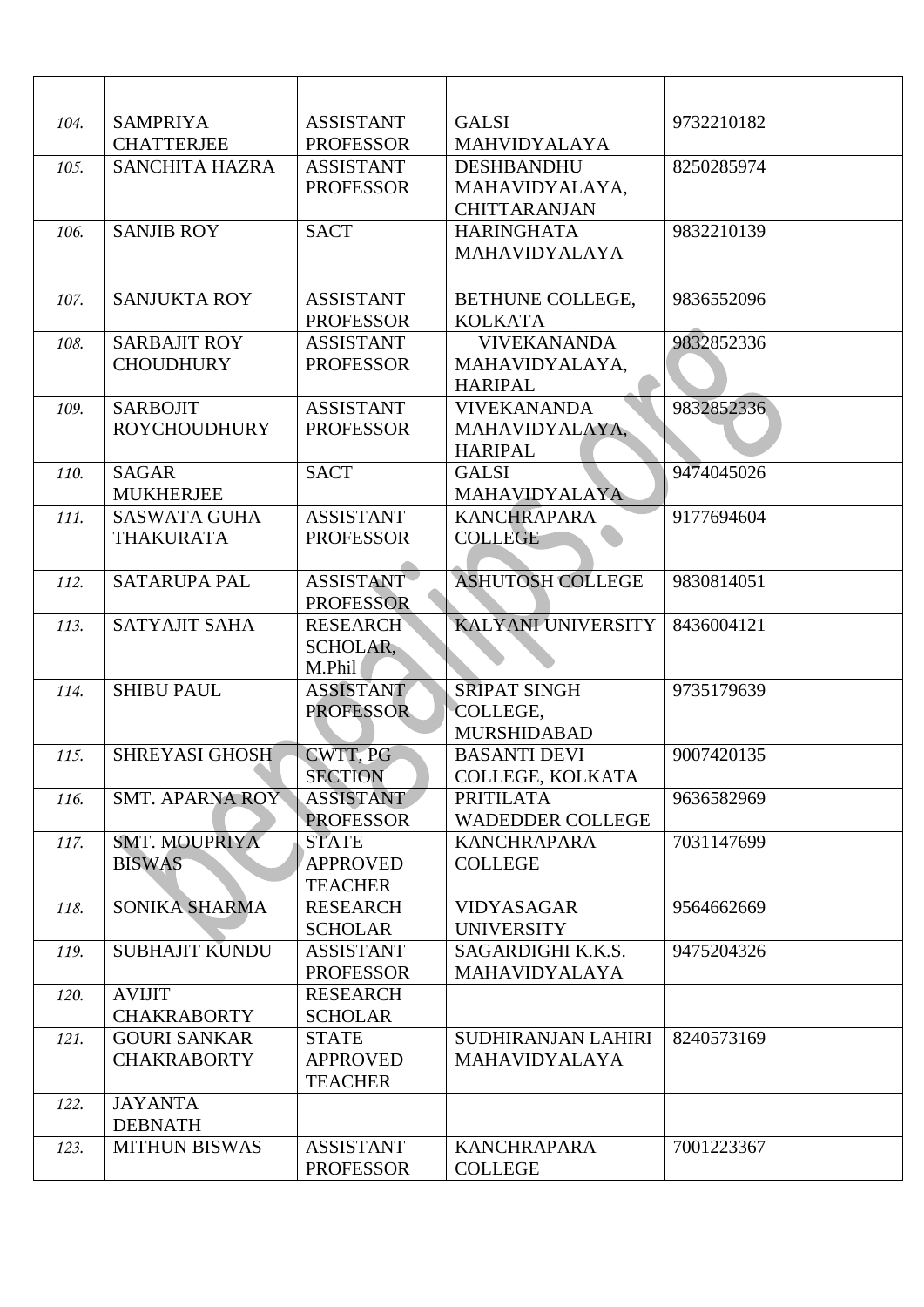|  |  |  |  |  |
|---|---|---|---|---|
| 104. | SAMPRIYA CHATTERJEE | ASSISTANT PROFESSOR | GALSI MAHVIDYALAYA | 9732210182 |
| 105. | SANCHITA HAZRA | ASSISTANT PROFESSOR | DESHBANDHU MAHAVIDYALAYA, CHITTARANJAN | 8250285974 |
| 106. | SANJIB ROY | SACT | HARINGHATA MAHAVIDYALAYA | 9832210139 |
| 107. | SANJUKTA ROY | ASSISTANT PROFESSOR | BETHUNE COLLEGE, KOLKATA | 9836552096 |
| 108. | SARBAJIT ROY CHOUDHURY | ASSISTANT PROFESSOR | VIVEKANANDA MAHAVIDYALAYA, HARIPAL | 9832852336 |
| 109. | SARBOJIT ROYCHOUDHURY | ASSISTANT PROFESSOR | VIVEKANANDA MAHAVIDYALAYA, HARIPAL | 9832852336 |
| 110. | SAGAR MUKHERJEE | SACT | GALSI MAHAVIDYALAYA | 9474045026 |
| 111. | SASWATA GUHA THAKURATA | ASSISTANT PROFESSOR | KANCHRAPARA COLLEGE | 9177694604 |
| 112. | SATARUPA PAL | ASSISTANT PROFESSOR | ASHUTOSH COLLEGE | 9830814051 |
| 113. | SATYAJIT SAHA | RESEARCH SCHOLAR, M.Phil | KALYANI UNIVERSITY | 8436004121 |
| 114. | SHIBU PAUL | ASSISTANT PROFESSOR | SRIPAT SINGH COLLEGE, MURSHIDABAD | 9735179639 |
| 115. | SHREYASI GHOSH | CWTT, PG SECTION | BASANTI DEVI COLLEGE, KOLKATA | 9007420135 |
| 116. | SMT. APARNA ROY | ASSISTANT PROFESSOR | PRITILATA WADEDDER COLLEGE | 9636582969 |
| 117. | SMT. MOUPRIYA BISWAS | STATE APPROVED TEACHER | KANCHRAPARA COLLEGE | 7031147699 |
| 118. | SONIKA SHARMA | RESEARCH SCHOLAR | VIDYASAGAR UNIVERSITY | 9564662669 |
| 119. | SUBHAJIT KUNDU | ASSISTANT PROFESSOR | SAGARDIGHI K.K.S. MAHAVIDYALAYA | 9475204326 |
| 120. | AVIJIT CHAKRABORTY | RESEARCH SCHOLAR |  |  |
| 121. | GOURI SANKAR CHAKRABORTY | STATE APPROVED TEACHER | SUDHIRANJAN LAHIRI MAHAVIDYALAYA | 8240573169 |
| 122. | JAYANTA DEBNATH |  |  |  |
| 123. | MITHUN BISWAS | ASSISTANT PROFESSOR | KANCHRAPARA COLLEGE | 7001223367 |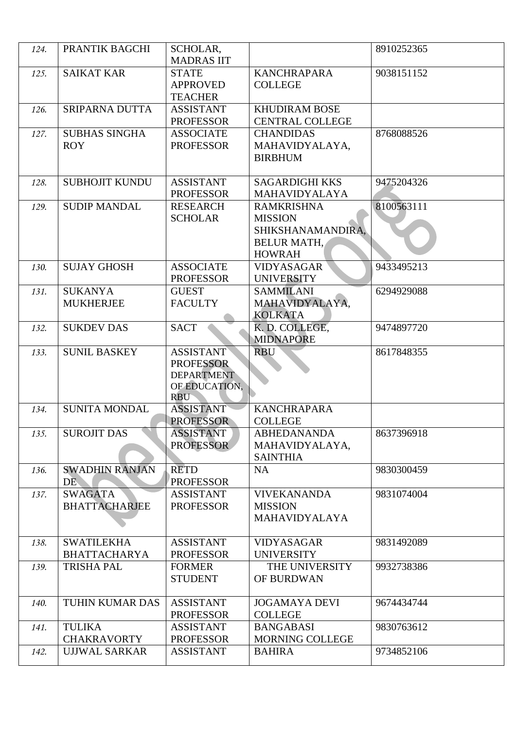| 124. | PRANTIK BAGCHI | SCHOLAR, MADRAS IIT | | 8910252365 |
|---|---|---|---|---|
| 125. | SAIKAT KAR | STATE APPROVED TEACHER | KANCHRAPARA COLLEGE | 9038151152 |
| 126. | SRIPARNA DUTTA | ASSISTANT PROFESSOR | KHUDIRAM BOSE CENTRAL COLLEGE | |
| 127. | SUBHAS SINGHA ROY | ASSOCIATE PROFESSOR | CHANDIDAS MAHAVIDYALAYA, BIRBHUM | 8768088526 |
| 128. | SUBHOJIT KUNDU | ASSISTANT PROFESSOR | SAGARDIGHI KKS MAHAVIDYALAYA | 9475204326 |
| 129. | SUDIP MANDAL | RESEARCH SCHOLAR | RAMKRISHNA MISSION SHIKSHANAMANDIRA, BELUR MATH, HOWRAH | 8100563111 |
| 130. | SUJAY GHOSH | ASSOCIATE PROFESSOR | VIDYASAGAR UNIVERSITY | 9433495213 |
| 131. | SUKANYA MUKHERJEE | GUEST FACULTY | SAMMILANI MAHAVIDYALAYA, KOLKATA | 6294929088 |
| 132. | SUKDEV DAS | SACT | K. D. COLLEGE, MIDNAPORE | 9474897720 |
| 133. | SUNIL BASKEY | ASSISTANT PROFESSOR DEPARTMENT OF EDUCATION, RBU | RBU | 8617848355 |
| 134. | SUNITA MONDAL | ASSISTANT PROFESSOR | KANCHRAPARA COLLEGE | |
| 135. | SUROJIT DAS | ASSISTANT PROFESSOR | ABHEDANANDA MAHAVIDYALAYA, SAINTHIA | 8637396918 |
| 136. | SWADHIN RANJAN DE | RETD PROFESSOR | NA | 9830300459 |
| 137. | SWAGATA BHATTACHARJEE | ASSISTANT PROFESSOR | VIVEKANANDA MISSION MAHAVIDYALAYA | 9831074004 |
| 138. | SWATILEKHA BHATTACHARYA | ASSISTANT PROFESSOR | VIDYASAGAR UNIVERSITY | 9831492089 |
| 139. | TRISHA PAL | FORMER STUDENT | THE UNIVERSITY OF BURDWAN | 9932738386 |
| 140. | TUHIN KUMAR DAS | ASSISTANT PROFESSOR | JOGAMAYA DEVI COLLEGE | 9674434744 |
| 141. | TULIKA CHAKRAVORTY | ASSISTANT PROFESSOR | BANGABASI MORNING COLLEGE | 9830763612 |
| 142. | UJJWAL SARKAR | ASSISTANT | BAHIRA | 9734852106 |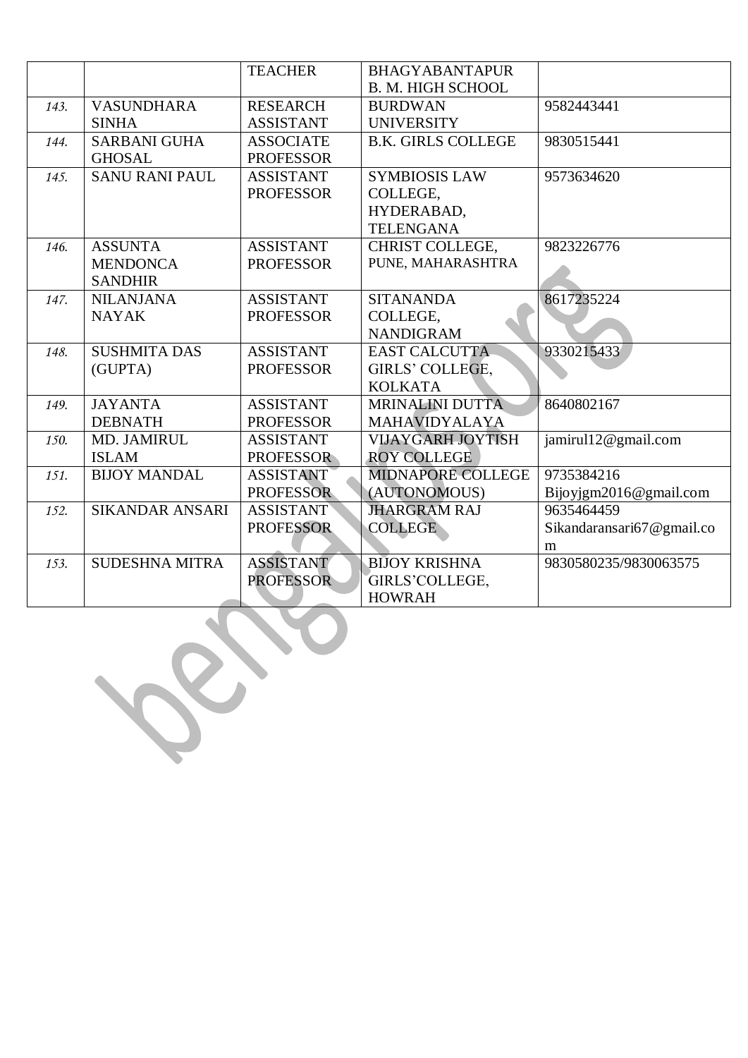| | | | | |
|---|---|---|---|---|
| | | TEACHER | BHAGYABANTAPUR B. M. HIGH SCHOOL | |
| *143.* | VASUNDHARA SINHA | RESEARCH ASSISTANT | BURDWAN UNIVERSITY | 9582443441 |
| *144.* | SARBANI GUHA GHOSAL | ASSOCIATE PROFESSOR | B.K. GIRLS COLLEGE | 9830515441 |
| *145.* | SANU RANI PAUL | ASSISTANT PROFESSOR | SYMBIOSIS LAW COLLEGE, HYDERABAD, TELENGANA | 9573634620 |
| *146.* | ASSUNTA MENDONCA SANDHIR | ASSISTANT PROFESSOR | CHRIST COLLEGE, PUNE, MAHARASHTRA | 9823226776 |
| *147.* | NILANJANA NAYAK | ASSISTANT PROFESSOR | SITANANDA COLLEGE, NANDIGRAM | 8617235224 |
| *148.* | SUSHMITA DAS (GUPTA) | ASSISTANT PROFESSOR | EAST CALCUTTA GIRLS' COLLEGE, KOLKATA | 9330215433 |
| *149.* | JAYANTA DEBNATH | ASSISTANT PROFESSOR | MRINALINI DUTTA MAHAVIDYALAYA | 8640802167 |
| *150.* | MD. JAMIRUL ISLAM | ASSISTANT PROFESSOR | VIJAYGARH JOYTISH ROY COLLEGE | jamirul12@gmail.com |
| *151.* | BIJOY MANDAL | ASSISTANT PROFESSOR | MIDNAPORE COLLEGE (AUTONOMOUS) | 9735384216 Bijoyjgm2016@gmail.com |
| *152.* | SIKANDAR ANSARI | ASSISTANT PROFESSOR | JHARGRAM RAJ COLLEGE | 9635464459 Sikandaransari67@gmail.com |
| *153.* | SUDESHNA MITRA | ASSISTANT PROFESSOR | BIJOY KRISHNA GIRLS'COLLEGE, HOWRAH | 9830580235/9830063575 |